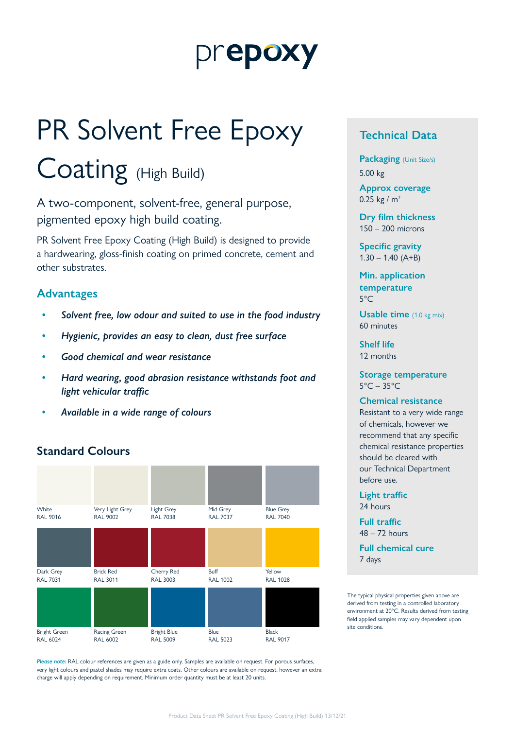prepoxy

# PR Solvent Free Epoxy Coating (High Build)

A two-component, solvent-free, general purpose, pigmented epoxy high build coating.

PR Solvent Free Epoxy Coating (High Build) is designed to provide a hardwearing, gloss-finish coating on primed concrete, cement and other substrates.

## Advantages

- *Solvent free, low odour and suited to use in the food industry*
- *Hygienic, provides an easy to clean, dust free surface*
- *Good chemical and wear resistance*
- *Hard wearing, good abrasion resistance withstands foot and light vehicular traffic*
- *Available in a wide range of colours*

## Standard Colours

| | | | | |
|---|---|---|---|---|
| White RAL 9016 | Very Light Grey RAL 9002 | Light Grey RAL 7038 | Mid Grey RAL 7037 | Blue Grey RAL 7040 |
| Dark Grey RAL 7031 | Brick Red RAL 3011 | Cherry Red RAL 3003 | Buff RAL 1002 | Yellow RAL 1028 |
| Bright Green RAL 6024 | Racing Green RAL 6002 | Bright Blue RAL 5009 | Blue RAL 5023 | Black RAL 9017 |

***Please note:*** RAL colour references are given as a guide only. Samples are available on request. For porous surfaces, very light colours and pastel shades may require extra coats. Other colours are available on request, however an extra charge will apply depending on requirement. Minimum order quantity must be at least 20 units.

## Technical Data

**Packaging** (Unit Size/s)
5.00 kg

**Approx coverage**
0.25 kg / m$^2$

**Dry film thickness**
150 – 200 microns

**Specific gravity**
1.30 – 1.40 (A+B)

**Min. application temperature**
5°C

**Usable time** (1.0 kg mix)
60 minutes

**Shelf life**
12 months

**Storage temperature**
5°C – 35°C

**Chemical resistance**
Resistant to a very wide range of chemicals, however we recommend that any specific chemical resistance properties should be cleared with our Technical Department before use.

**Light traffic**
24 hours

**Full traffic**
48 – 72 hours

**Full chemical cure**
7 days

The typical physical properties given above are derived from testing in a controlled laboratory environment at 20°C. Results derived from testing field applied samples may vary dependent upon site conditions.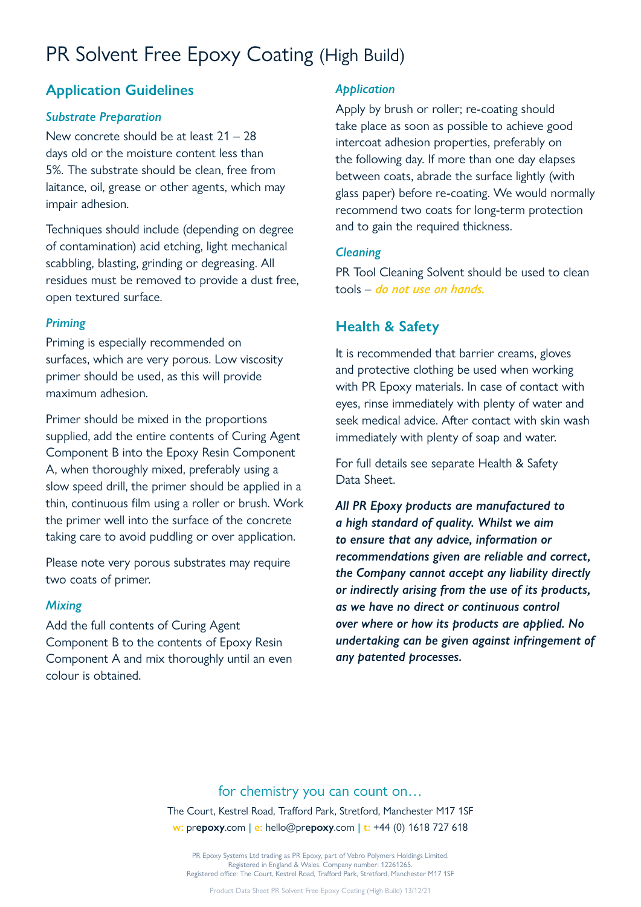# PR Solvent Free Epoxy Coating (High Build)

## Application Guidelines

### *Substrate Preparation*

New concrete should be at least 21 – 28 days old or the moisture content less than 5%. The substrate should be clean, free from laitance, oil, grease or other agents, which may impair adhesion.

Techniques should include (depending on degree of contamination) acid etching, light mechanical scabbling, blasting, grinding or degreasing. All residues must be removed to provide a dust free, open textured surface.

### *Priming*

Priming is especially recommended on surfaces, which are very porous. Low viscosity primer should be used, as this will provide maximum adhesion.

Primer should be mixed in the proportions supplied, add the entire contents of Curing Agent Component B into the Epoxy Resin Component A, when thoroughly mixed, preferably using a slow speed drill, the primer should be applied in a thin, continuous film using a roller or brush. Work the primer well into the surface of the concrete taking care to avoid puddling or over application.

Please note very porous substrates may require two coats of primer.

### *Mixing*

Add the full contents of Curing Agent Component B to the contents of Epoxy Resin Component A and mix thoroughly until an even colour is obtained.

### *Application*

Apply by brush or roller; re-coating should take place as soon as possible to achieve good intercoat adhesion properties, preferably on the following day. If more than one day elapses between coats, abrade the surface lightly (with glass paper) before re-coating. We would normally recommend two coats for long-term protection and to gain the required thickness.

### *Cleaning*

PR Tool Cleaning Solvent should be used to clean tools – *do not use on hands.*

## Health & Safety

It is recommended that barrier creams, gloves and protective clothing be used when working with PR Epoxy materials. In case of contact with eyes, rinse immediately with plenty of water and seek medical advice. After contact with skin wash immediately with plenty of soap and water.

For full details see separate Health & Safety Data Sheet.

***All PR Epoxy products are manufactured to a high standard of quality. Whilst we aim to ensure that any advice, information or recommendations given are reliable and correct, the Company cannot accept any liability directly or indirectly arising from the use of its products, as we have no direct or continuous control over where or how its products are applied. No undertaking can be given against infringement of any patented processes.***

for chemistry you can count on…

The Court, Kestrel Road, Trafford Park, Stretford, Manchester M17 1SF

**w:** pr**epoxy**.com | **e:** hello@pr**epoxy**.com | **t:** +44 (0) 1618 727 618

PR Epoxy Systems Ltd trading as PR Epoxy, part of Vebro Polymers Holdings Limited.
Registered in England & Wales. Company number: 12261265.
Registered office: The Court, Kestrel Road, Trafford Park, Stretford, Manchester M17 1SF

Product Data Sheet PR Solvent Free Epoxy Coating (High Build) 13/12/21